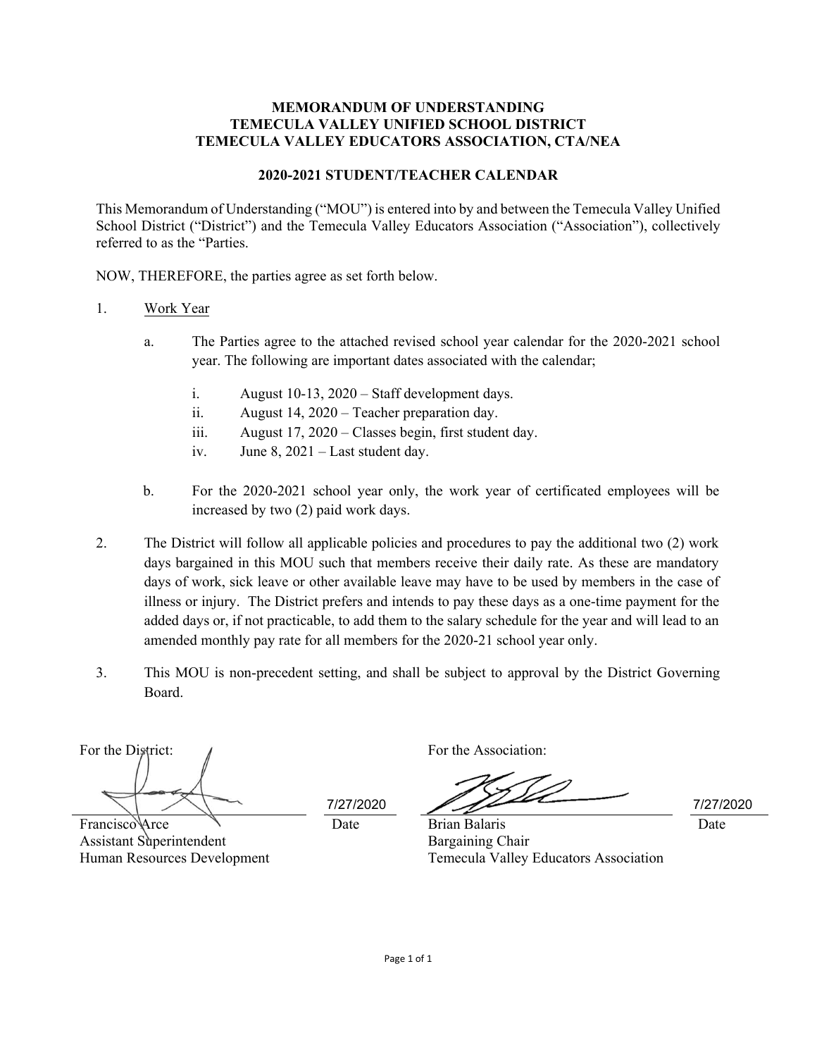**MEMORANDUM OF UNDERSTANDING**
**TEMECULA VALLEY UNIFIED SCHOOL DISTRICT**
**TEMECULA VALLEY EDUCATORS ASSOCIATION, CTA/NEA**

**2020-2021 STUDENT/TEACHER CALENDAR**

This Memorandum of Understanding ("MOU") is entered into by and between the Temecula Valley Unified School District ("District") and the Temecula Valley Educators Association ("Association"), collectively referred to as the "Parties.

NOW, THEREFORE, the parties agree as set forth below.

1. Work Year

   a. The Parties agree to the attached revised school year calendar for the 2020-2021 school year. The following are important dates associated with the calendar;

      i. August 10-13, 2020 – Staff development days.
      ii. August 14, 2020 – Teacher preparation day.
      iii. August 17, 2020 – Classes begin, first student day.
      iv. June 8, 2021 – Last student day.

   b. For the 2020-2021 school year only, the work year of certificated employees will be increased by two (2) paid work days.

2. The District will follow all applicable policies and procedures to pay the additional two (2) work days bargained in this MOU such that members receive their daily rate. As these are mandatory days of work, sick leave or other available leave may have to be used by members in the case of illness or injury. The District prefers and intends to pay these days as a one-time payment for the added days or, if not practicable, to add them to the salary schedule for the year and will lead to an amended monthly pay rate for all members for the 2020-21 school year only.

3. This MOU is non-precedent setting, and shall be subject to approval by the District Governing Board.

For the District:

Francisco Arce — Date: 7/27/2020
Assistant Superintendent
Human Resources Development

For the Association:

Brian Balaris — Date: 7/27/2020
Bargaining Chair
Temecula Valley Educators Association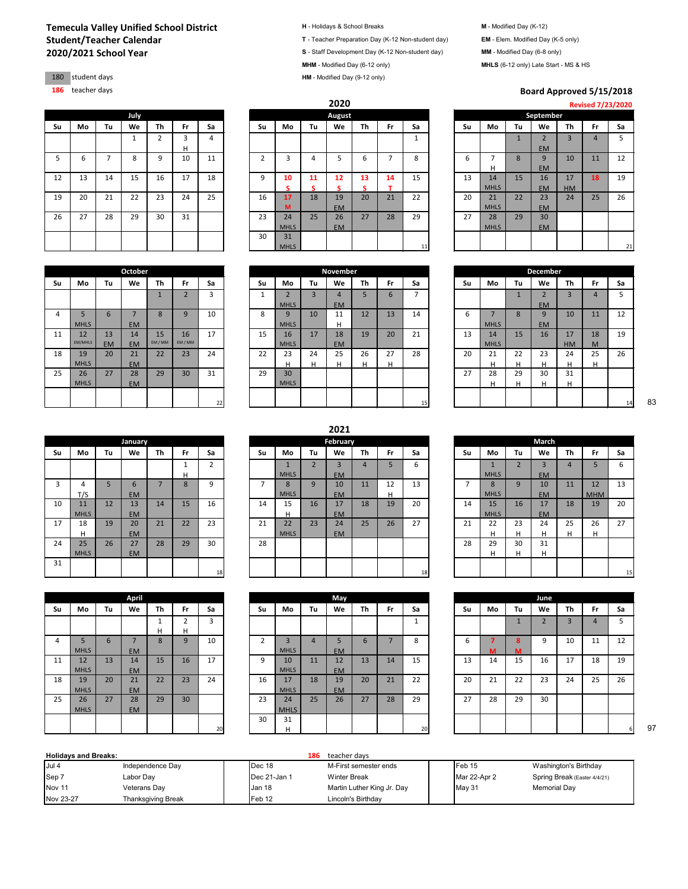# Temecula Valley Unified School District
## Student/Teacher Calendar
## 2020/2021 School Year

180 student days

186 teacher days

H - Holidays & School Breaks

T - Teacher Preparation Day (K-12 Non-student day)

S - Staff Development Day (K-12 Non-student day)

MHM - Modified Day (6-12 only)

HM - Modified Day (9-12 only)

M - Modified Day (K-12)

EM - Elem. Modified Day (K-5 only)

MM - Modified Day (6-8 only)

MHLS (6-12 only) Late Start - MS & HS

**Board Approved 5/15/2018**

Revised 7/23/2020

## 2020

**July**

| Su | Mo | Tu | We | Th | Fr | Sa |
|---|---|---|---|---|---|---|
| | | | 1 | 2 | 3 H | 4 |
| 5 | 6 | 7 | 8 | 9 | 10 | 11 |
| 12 | 13 | 14 | 15 | 16 | 17 | 18 |
| 19 | 20 | 21 | 22 | 23 | 24 | 25 |
| 26 | 27 | 28 | 29 | 30 | 31 | |

**August** (11)

| Su | Mo | Tu | We | Th | Fr | Sa |
|---|---|---|---|---|---|---|
| | | | | | | 1 |
| 2 | 3 | 4 | 5 | 6 | 7 | 8 |
| 9 | 10 S | 11 S | 12 S | 13 S | 14 T | 15 |
| 16 | 17 M | 18 | 19 EM | 20 | 21 | 22 |
| 23 | 24 MHLS | 25 | 26 EM | 27 | 28 | 29 |
| 30 | 31 MHLS | | | | | |

**September** (21)

| Su | Mo | Tu | We | Th | Fr | Sa |
|---|---|---|---|---|---|---|
| | | 1 | 2 EM | 3 | 4 | 5 |
| 6 | 7 H | 8 | 9 EM | 10 | 11 | 12 |
| 13 | 14 MHLS | 15 | 16 EM | 17 HM | 18 | 19 |
| 20 | 21 MHLS | 22 | 23 EM | 24 | 25 | 26 |
| 27 | 28 MHLS | 29 | 30 EM | | | |

**October** (22)

| Su | Mo | Tu | We | Th | Fr | Sa |
|---|---|---|---|---|---|---|
| | | | | 1 | 2 | 3 |
| 4 | 5 MHLS | 6 | 7 EM | 8 | 9 | 10 |
| 11 | 12 EM/MHLS | 13 EM | 14 EM | 15 EM / MM | 16 EM / MM | 17 |
| 18 | 19 MHLS | 20 | 21 EM | 22 | 23 | 24 |
| 25 | 26 MHLS | 27 | 28 EM | 29 | 30 | 31 |

**November** (15)

| Su | Mo | Tu | We | Th | Fr | Sa |
|---|---|---|---|---|---|---|
| 1 | 2 MHLS | 3 | 4 EM | 5 | 6 | 7 |
| 8 | 9 MHLS | 10 | 11 H | 12 | 13 | 14 |
| 15 | 16 MHLS | 17 | 18 EM | 19 | 20 | 21 |
| 22 | 23 H | 24 H | 25 H | 26 H | 27 H | 28 |
| 29 | 30 MHLS | | | | | |

**December** (14)

| Su | Mo | Tu | We | Th | Fr | Sa |
|---|---|---|---|---|---|---|
| | | 1 | 2 EM | 3 | 4 | 5 |
| 6 | 7 MHLS | 8 | 9 EM | 10 | 11 | 12 |
| 13 | 14 MHLS | 15 | 16 | 17 HM | 18 M | 19 |
| 20 | 21 H | 22 H | 23 H | 24 H | 25 H | 26 |
| 27 | 28 H | 29 H | 30 H | 31 H | | |

83

## 2021

**January** (18)

| Su | Mo | Tu | We | Th | Fr | Sa |
|---|---|---|---|---|---|---|
| | | | | | 1 H | 2 |
| 3 | 4 T/S | 5 | 6 EM | 7 | 8 | 9 |
| 10 | 11 MHLS | 12 | 13 EM | 14 | 15 | 16 |
| 17 | 18 H | 19 | 20 EM | 21 | 22 | 23 |
| 24 | 25 MHLS | 26 | 27 EM | 28 | 29 | 30 |
| 31 | | | | | | |

**February** (18)

| Su | Mo | Tu | We | Th | Fr | Sa |
|---|---|---|---|---|---|---|
| | 1 MHLS | 2 | 3 EM | 4 | 5 | 6 |
| 7 | 8 MHLS | 9 | 10 EM | 11 | 12 H | 13 |
| 14 | 15 H | 16 | 17 EM | 18 | 19 | 20 |
| 21 | 22 MHLS | 23 | 24 EM | 25 | 26 | 27 |
| 28 | | | | | | |

**March** (15)

| Su | Mo | Tu | We | Th | Fr | Sa |
|---|---|---|---|---|---|---|
| | 1 MHLS | 2 | 3 EM | 4 | 5 | 6 |
| 7 | 8 MHLS | 9 | 10 EM | 11 | 12 MHM | 13 |
| 14 | 15 MHLS | 16 | 17 EM | 18 | 19 | 20 |
| 21 | 22 H | 23 H | 24 H | 25 H | 26 H | 27 |
| 28 | 29 H | 30 H | 31 H | | | |

**April** (20)

| Su | Mo | Tu | We | Th | Fr | Sa |
|---|---|---|---|---|---|---|
| | | | | 1 H | 2 H | 3 |
| 4 | 5 MHLS | 6 | 7 EM | 8 | 9 | 10 |
| 11 | 12 MHLS | 13 | 14 EM | 15 | 16 | 17 |
| 18 | 19 MHLS | 20 | 21 EM | 22 | 23 | 24 |
| 25 | 26 MHLS | 27 | 28 EM | 29 | 30 | |

**May** (20)

| Su | Mo | Tu | We | Th | Fr | Sa |
|---|---|---|---|---|---|---|
| | | | | | | 1 |
| 2 | 3 MHLS | 4 | 5 EM | 6 | 7 | 8 |
| 9 | 10 MHLS | 11 | 12 EM | 13 | 14 | 15 |
| 16 | 17 MHLS | 18 | 19 EM | 20 | 21 | 22 |
| 23 | 24 MHLS | 25 | 26 | 27 | 28 | 29 |
| 30 | 31 H | | | | | |

**June** (6)

| Su | Mo | Tu | We | Th | Fr | Sa |
|---|---|---|---|---|---|---|
| | | 1 | 2 | 3 | 4 | 5 |
| 6 | 7 M | 8 M | 9 | 10 | 11 | 12 |
| 13 | 14 | 15 | 16 | 17 | 18 | 19 |
| 20 | 21 | 22 | 23 | 24 | 25 | 26 |
| 27 | 28 | 29 | 30 | | | |

97

**Holidays and Breaks:**

186 teacher days

| | | | | | |
|---|---|---|---|---|---|
| Jul 4 | Independence Day | Dec 18 | M-First semester ends | Feb 15 | Washington's Birthday |
| Sep 7 | Labor Day | Dec 21-Jan 1 | Winter Break | Mar 22-Apr 2 | Spring Break (Easter 4/4/21) |
| Nov 11 | Veterans Day | Jan 18 | Martin Luther King Jr. Day | May 31 | Memorial Day |
| Nov 23-27 | Thanksgiving Break | Feb 12 | Lincoln's Birthday | | |